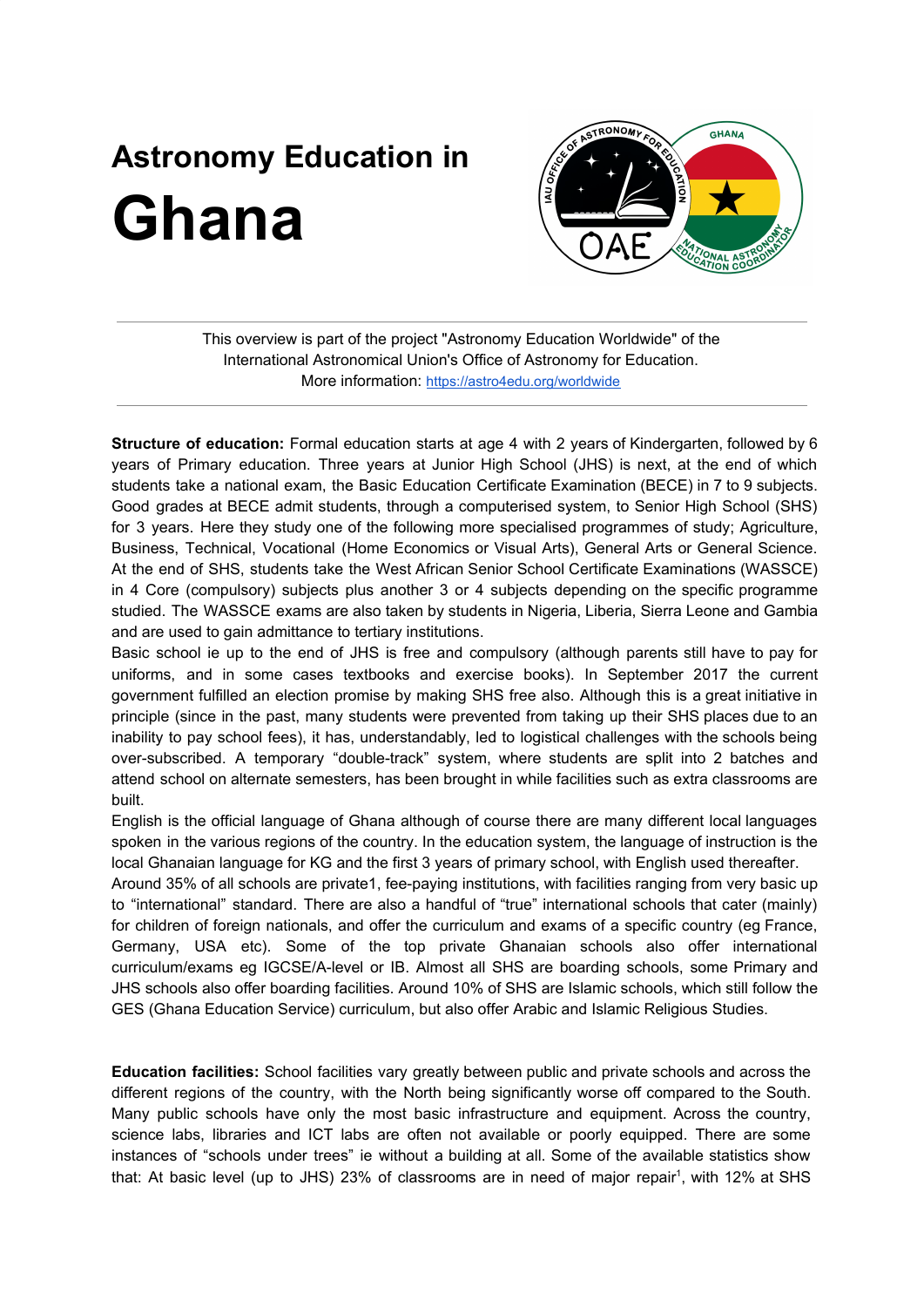# Astronomy Education in

# Ghana

This overview is part of the project "Astronomy Education Worldwide" of the International Astronomical Union's Office of Astronomy for Education.
More information: https://astro4edu.org/worldwide

**Structure of education:** Formal education starts at age 4 with 2 years of Kindergarten, followed by 6 years of Primary education. Three years at Junior High School (JHS) is next, at the end of which students take a national exam, the Basic Education Certificate Examination (BECE) in 7 to 9 subjects. Good grades at BECE admit students, through a computerised system, to Senior High School (SHS) for 3 years. Here they study one of the following more specialised programmes of study; Agriculture, Business, Technical, Vocational (Home Economics or Visual Arts), General Arts or General Science. At the end of SHS, students take the West African Senior School Certificate Examinations (WASSCE) in 4 Core (compulsory) subjects plus another 3 or 4 subjects depending on the specific programme studied. The WASSCE exams are also taken by students in Nigeria, Liberia, Sierra Leone and Gambia and are used to gain admittance to tertiary institutions.

Basic school ie up to the end of JHS is free and compulsory (although parents still have to pay for uniforms, and in some cases textbooks and exercise books). In September 2017 the current government fulfilled an election promise by making SHS free also. Although this is a great initiative in principle (since in the past, many students were prevented from taking up their SHS places due to an inability to pay school fees), it has, understandably, led to logistical challenges with the schools being over-subscribed. A temporary "double-track" system, where students are split into 2 batches and attend school on alternate semesters, has been brought in while facilities such as extra classrooms are built.

English is the official language of Ghana although of course there are many different local languages spoken in the various regions of the country. In the education system, the language of instruction is the local Ghanaian language for KG and the first 3 years of primary school, with English used thereafter.

Around 35% of all schools are private1, fee-paying institutions, with facilities ranging from very basic up to "international" standard. There are also a handful of "true" international schools that cater (mainly) for children of foreign nationals, and offer the curriculum and exams of a specific country (eg France, Germany, USA etc). Some of the top private Ghanaian schools also offer international curriculum/exams eg IGCSE/A-level or IB. Almost all SHS are boarding schools, some Primary and JHS schools also offer boarding facilities. Around 10% of SHS are Islamic schools, which still follow the GES (Ghana Education Service) curriculum, but also offer Arabic and Islamic Religious Studies.

**Education facilities:** School facilities vary greatly between public and private schools and across the different regions of the country, with the North being significantly worse off compared to the South. Many public schools have only the most basic infrastructure and equipment. Across the country, science labs, libraries and ICT labs are often not available or poorly equipped. There are some instances of "schools under trees" ie without a building at all. Some of the available statistics show that: At basic level (up to JHS) 23% of classrooms are in need of major repair[1], with 12% at SHS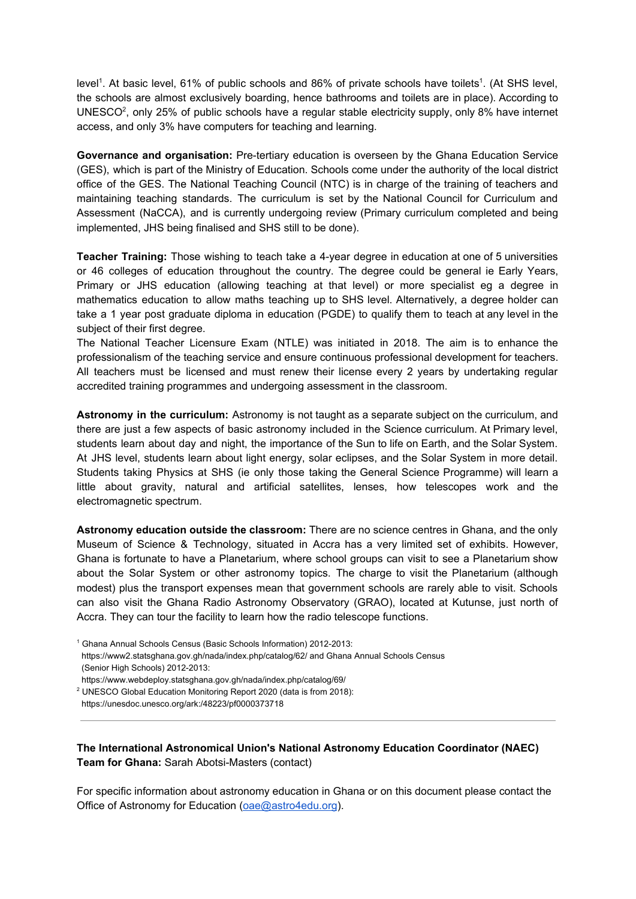level[1]. At basic level, 61% of public schools and 86% of private schools have toilets[1]. (At SHS level, the schools are almost exclusively boarding, hence bathrooms and toilets are in place). According to UNESCO[2], only 25% of public schools have a regular stable electricity supply, only 8% have internet access, and only 3% have computers for teaching and learning.

**Governance and organisation:** Pre-tertiary education is overseen by the Ghana Education Service (GES), which is part of the Ministry of Education. Schools come under the authority of the local district office of the GES. The National Teaching Council (NTC) is in charge of the training of teachers and maintaining teaching standards. The curriculum is set by the National Council for Curriculum and Assessment (NaCCA), and is currently undergoing review (Primary curriculum completed and being implemented, JHS being finalised and SHS still to be done).

**Teacher Training:** Those wishing to teach take a 4-year degree in education at one of 5 universities or 46 colleges of education throughout the country. The degree could be general ie Early Years, Primary or JHS education (allowing teaching at that level) or more specialist eg a degree in mathematics education to allow maths teaching up to SHS level. Alternatively, a degree holder can take a 1 year post graduate diploma in education (PGDE) to qualify them to teach at any level in the subject of their first degree.

The National Teacher Licensure Exam (NTLE) was initiated in 2018. The aim is to enhance the professionalism of the teaching service and ensure continuous professional development for teachers. All teachers must be licensed and must renew their license every 2 years by undertaking regular accredited training programmes and undergoing assessment in the classroom.

**Astronomy in the curriculum:** Astronomy is not taught as a separate subject on the curriculum, and there are just a few aspects of basic astronomy included in the Science curriculum. At Primary level, students learn about day and night, the importance of the Sun to life on Earth, and the Solar System. At JHS level, students learn about light energy, solar eclipses, and the Solar System in more detail. Students taking Physics at SHS (ie only those taking the General Science Programme) will learn a little about gravity, natural and artificial satellites, lenses, how telescopes work and the electromagnetic spectrum.

**Astronomy education outside the classroom:** There are no science centres in Ghana, and the only Museum of Science & Technology, situated in Accra has a very limited set of exhibits. However, Ghana is fortunate to have a Planetarium, where school groups can visit to see a Planetarium show about the Solar System or other astronomy topics. The charge to visit the Planetarium (although modest) plus the transport expenses mean that government schools are rarely able to visit. Schools can also visit the Ghana Radio Astronomy Observatory (GRAO), located at Kutunse, just north of Accra. They can tour the facility to learn how the radio telescope functions.

[1] Ghana Annual Schools Census (Basic Schools Information) 2012-2013: https://www2.statsghana.gov.gh/nada/index.php/catalog/62/ and Ghana Annual Schools Census (Senior High Schools) 2012-2013: https://www.webdeploy.statsghana.gov.gh/nada/index.php/catalog/69/

[2] UNESCO Global Education Monitoring Report 2020 (data is from 2018): https://unesdoc.unesco.org/ark:/48223/pf0000373718

---

**The International Astronomical Union's National Astronomy Education Coordinator (NAEC) Team for Ghana:** Sarah Abotsi-Masters (contact)

For specific information about astronomy education in Ghana or on this document please contact the Office of Astronomy for Education (oae@astro4edu.org).